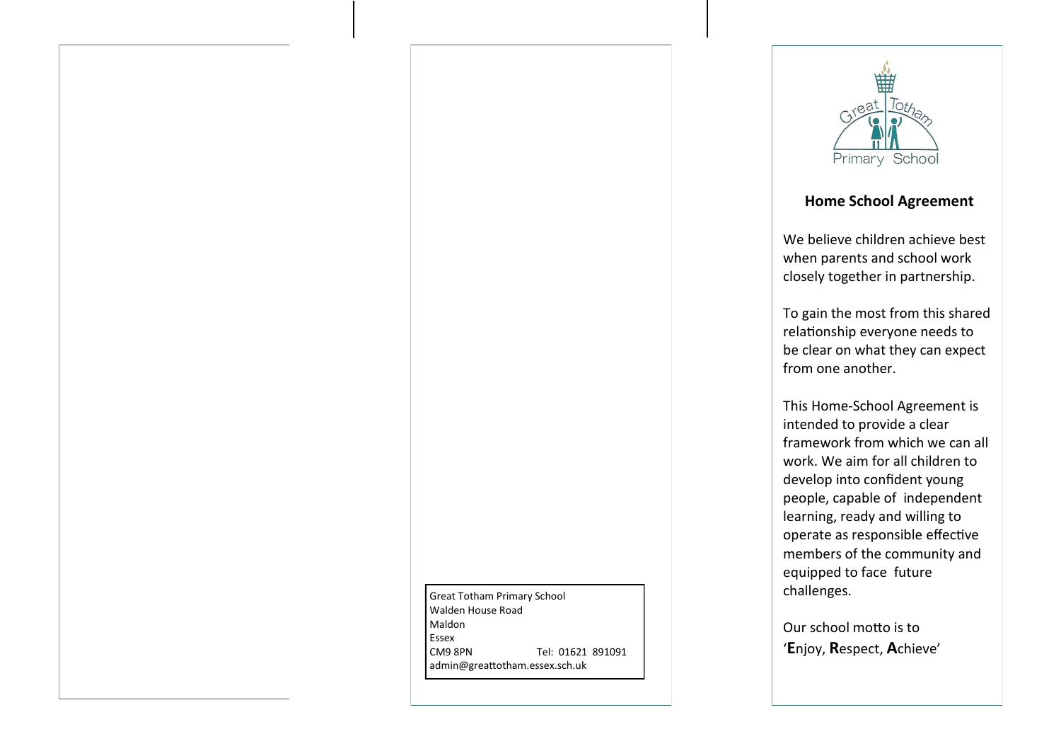Great Totham Primary School
Walden House Road
Maldon
Essex
CM9 8PN Tel: 01621 891091
admin@greattotham.essex.sch.uk

Great Totham Primary School

## Home School Agreement

We believe children achieve best when parents and school work closely together in partnership.

To gain the most from this shared relationship everyone needs to be clear on what they can expect from one another.

This Home-School Agreement is intended to provide a clear framework from which we can all work. We aim for all children to develop into confident young people, capable of independent learning, ready and willing to operate as responsible effective members of the community and equipped to face future challenges.

Our school motto is to '**E**njoy, **R**espect, **A**chieve'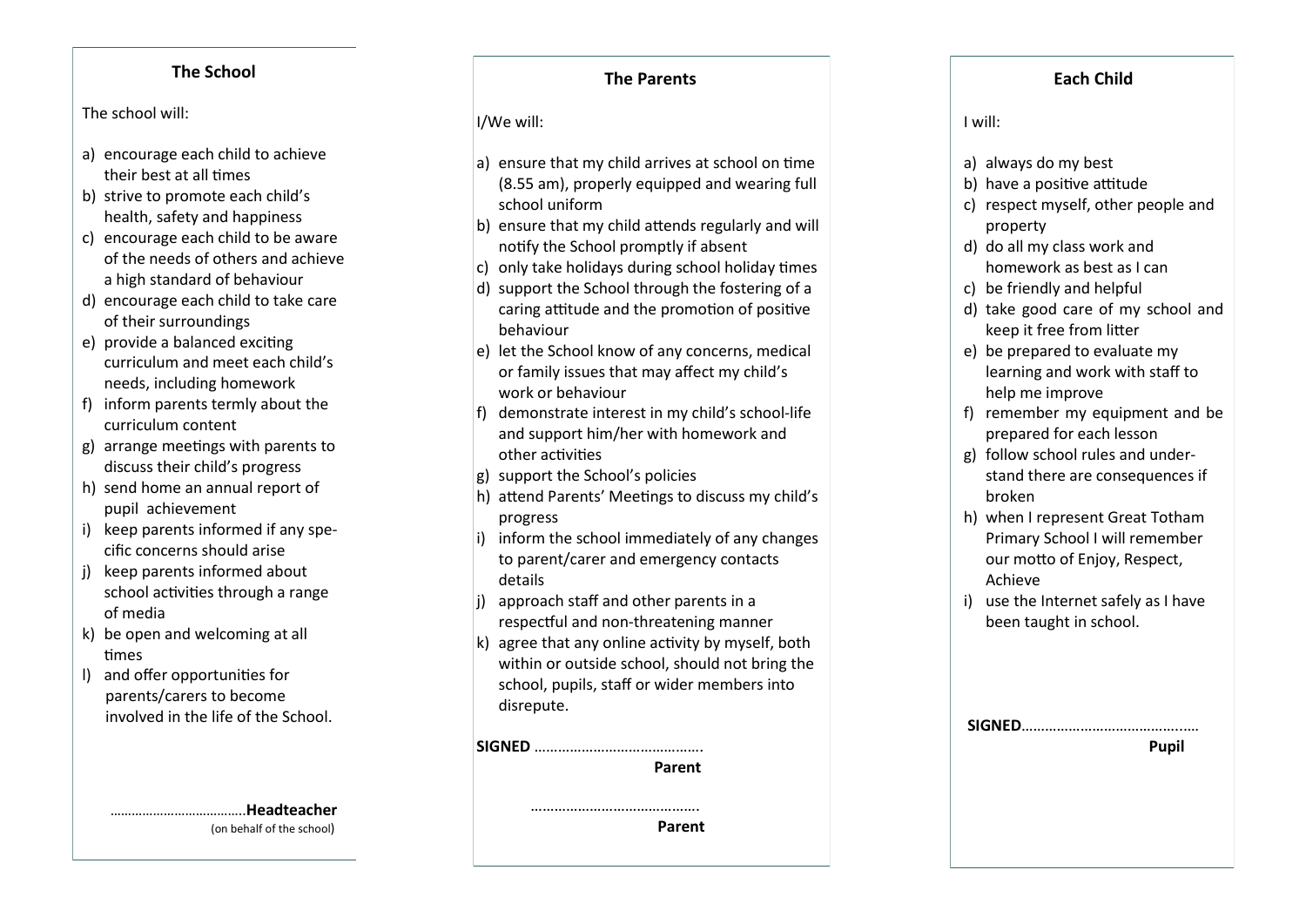## The School

The school will:

a) encourage each child to achieve their best at all times
b) strive to promote each child's health, safety and happiness
c) encourage each child to be aware of the needs of others and achieve a high standard of behaviour
d) encourage each child to take care of their surroundings
e) provide a balanced exciting curriculum and meet each child's needs, including homework
f) inform parents termly about the curriculum content
g) arrange meetings with parents to discuss their child's progress
h) send home an annual report of pupil achievement
i) keep parents informed if any specific concerns should arise
j) keep parents informed about school activities through a range of media
k) be open and welcoming at all times
l) and offer opportunities for parents/carers to become involved in the life of the School.

……………………………….**Headteacher**
(on behalf of the school)

## The Parents

I/We will:

a) ensure that my child arrives at school on time (8.55 am), properly equipped and wearing full school uniform
b) ensure that my child attends regularly and will notify the School promptly if absent
c) only take holidays during school holiday times
d) support the School through the fostering of a caring attitude and the promotion of positive behaviour
e) let the School know of any concerns, medical or family issues that may affect my child's work or behaviour
f) demonstrate interest in my child's school-life and support him/her with homework and other activities
g) support the School's policies
h) attend Parents' Meetings to discuss my child's progress
i) inform the school immediately of any changes to parent/carer and emergency contacts details
j) approach staff and other parents in a respectful and non-threatening manner
k) agree that any online activity by myself, both within or outside school, should not bring the school, pupils, staff or wider members into disrepute.

**SIGNED** …………………………………….
**Parent**

…………………………………….
**Parent**

## Each Child

I will:

a) always do my best
b) have a positive attitude
c) respect myself, other people and property
d) do all my class work and homework as best as I can
c) be friendly and helpful
d) take good care of my school and keep it free from litter
e) be prepared to evaluate my learning and work with staff to help me improve
f) remember my equipment and be prepared for each lesson
g) follow school rules and understand there are consequences if broken
h) when I represent Great Totham Primary School I will remember our motto of Enjoy, Respect, Achieve
i) use the Internet safely as I have been taught in school.

**SIGNED**………………………………….….
**Pupil**